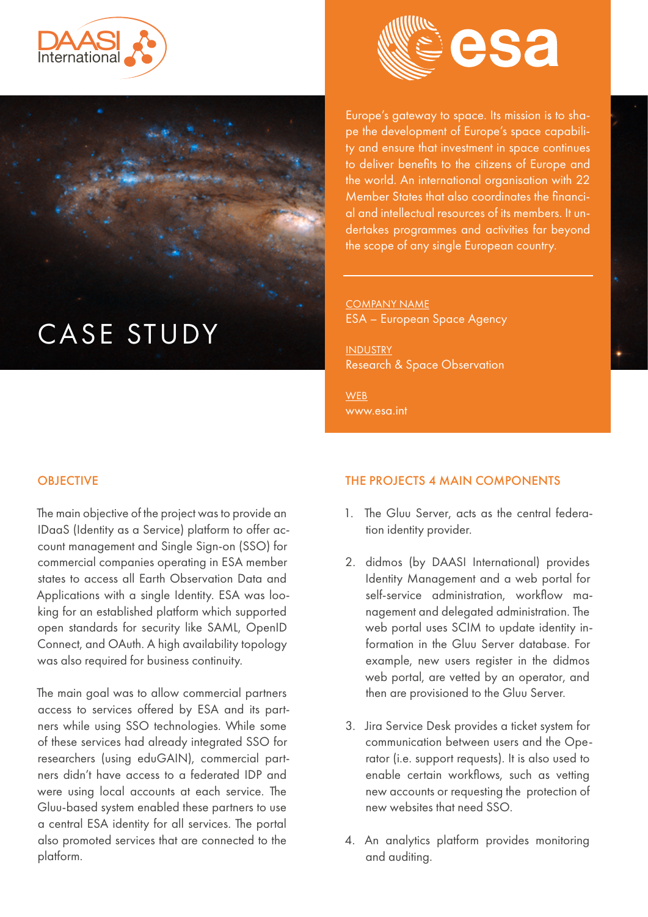DAASI International

esa

# CASE STUDY

Europe's gateway to space. Its mission is to shape the development of Europe's space capability and ensure that investment in space continues to deliver benefits to the citizens of Europe and the world. An international organisation with 22 Member States that also coordinates the financial and intellectual resources of its members. It undertakes programmes and activities far beyond the scope of any single European country.

COMPANY NAME
ESA – European Space Agency

INDUSTRY
Research & Space Observation

WEB
www.esa.int

## OBJECTIVE

The main objective of the project was to provide an IDaaS (Identity as a Service) platform to offer account management and Single Sign-on (SSO) for commercial companies operating in ESA member states to access all Earth Observation Data and Applications with a single Identity. ESA was looking for an established platform which supported open standards for security like SAML, OpenID Connect, and OAuth. A high availability topology was also required for business continuity.

The main goal was to allow commercial partners access to services offered by ESA and its partners while using SSO technologies. While some of these services had already integrated SSO for researchers (using eduGAIN), commercial partners didn't have access to a federated IDP and were using local accounts at each service. The Gluu-based system enabled these partners to use a central ESA identity for all services. The portal also promoted services that are connected to the platform.

## THE PROJECTS 4 MAIN COMPONENTS

1. The Gluu Server, acts as the central federation identity provider.
2. didmos (by DAASI International) provides Identity Management and a web portal for self-service administration, workflow management and delegated administration. The web portal uses SCIM to update identity information in the Gluu Server database. For example, new users register in the didmos web portal, are vetted by an operator, and then are provisioned to the Gluu Server.
3. Jira Service Desk provides a ticket system for communication between users and the Operator (i.e. support requests). It is also used to enable certain workflows, such as vetting new accounts or requesting the protection of new websites that need SSO.
4. An analytics platform provides monitoring and auditing.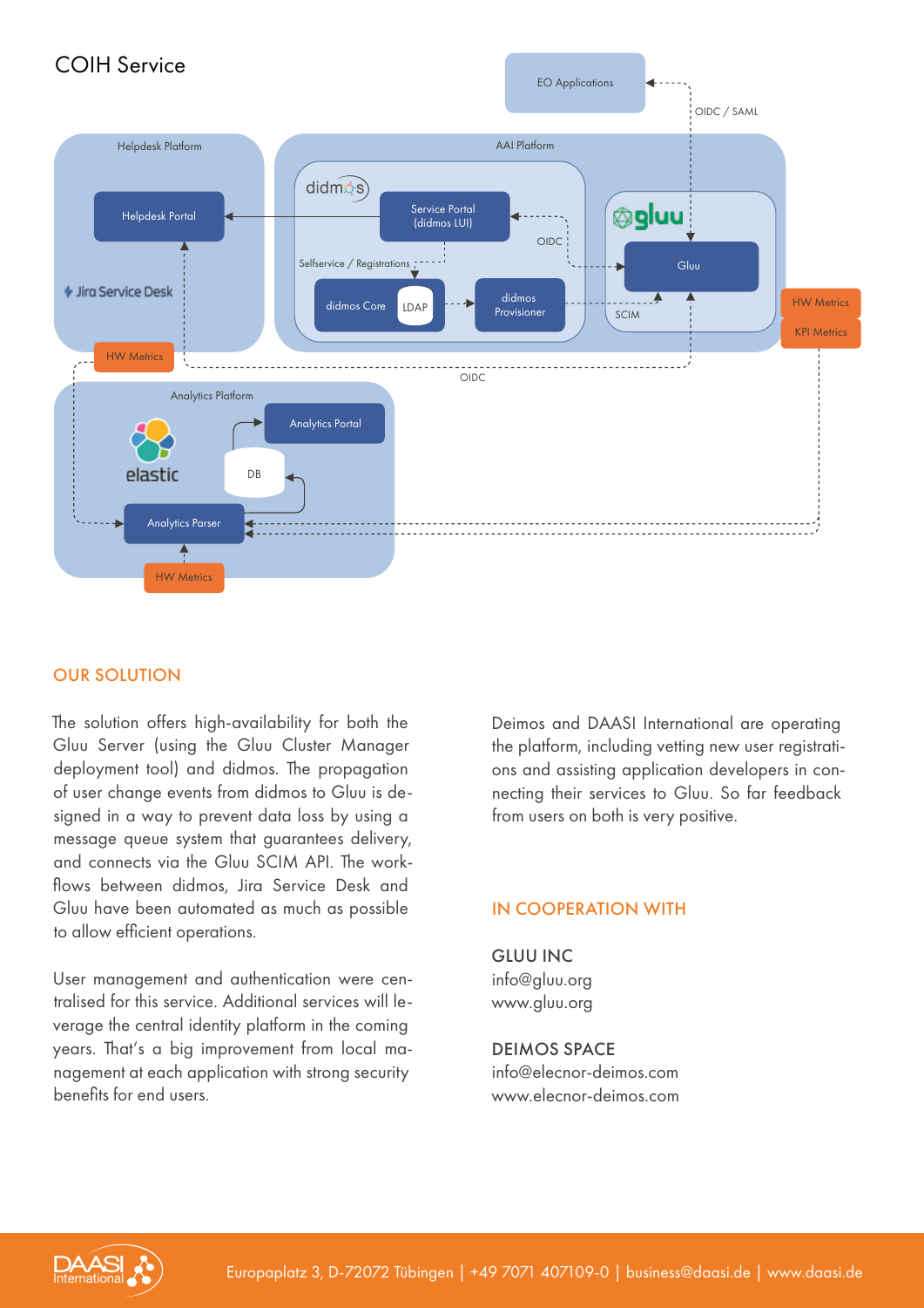# COIH Service

EO Applications

OIDC / SAML

Helpdesk Platform

Helpdesk Portal

Jira Service Desk

AAI Platform

didmos

Service Portal (didmos LUI)

OIDC

Selfservice / Registrations

didmos Core

LDAP

didmos Provisioner

gluu

Gluu

SCIM

HW Metrics

KPI Metrics

HW Metrics

OIDC

Analytics Platform

elastic

Analytics Portal

DB

Analytics Parser

HW Metrics

## OUR SOLUTION

The solution offers high-availability for both the Gluu Server (using the Gluu Cluster Manager deployment tool) and didmos. The propagation of user change events from didmos to Gluu is designed in a way to prevent data loss by using a message queue system that guarantees delivery, and connects via the Gluu SCIM API. The workflows between didmos, Jira Service Desk and Gluu have been automated as much as possible to allow efficient operations.

User management and authentication were centralised for this service. Additional services will leverage the central identity platform in the coming years. That's a big improvement from local management at each application with strong security benefits for end users.

Deimos and DAASI International are operating the platform, including vetting new user registrations and assisting application developers in connecting their services to Gluu. So far feedback from users on both is very positive.

## IN COOPERATION WITH

**GLUU INC**
info@gluu.org
www.gluu.org

**DEIMOS SPACE**
info@elecnor-deimos.com
www.elecnor-deimos.com

DAASI International

Europaplatz 3, D-72072 Tübingen | +49 7071 407109-0 | business@daasi.de | www.daasi.de